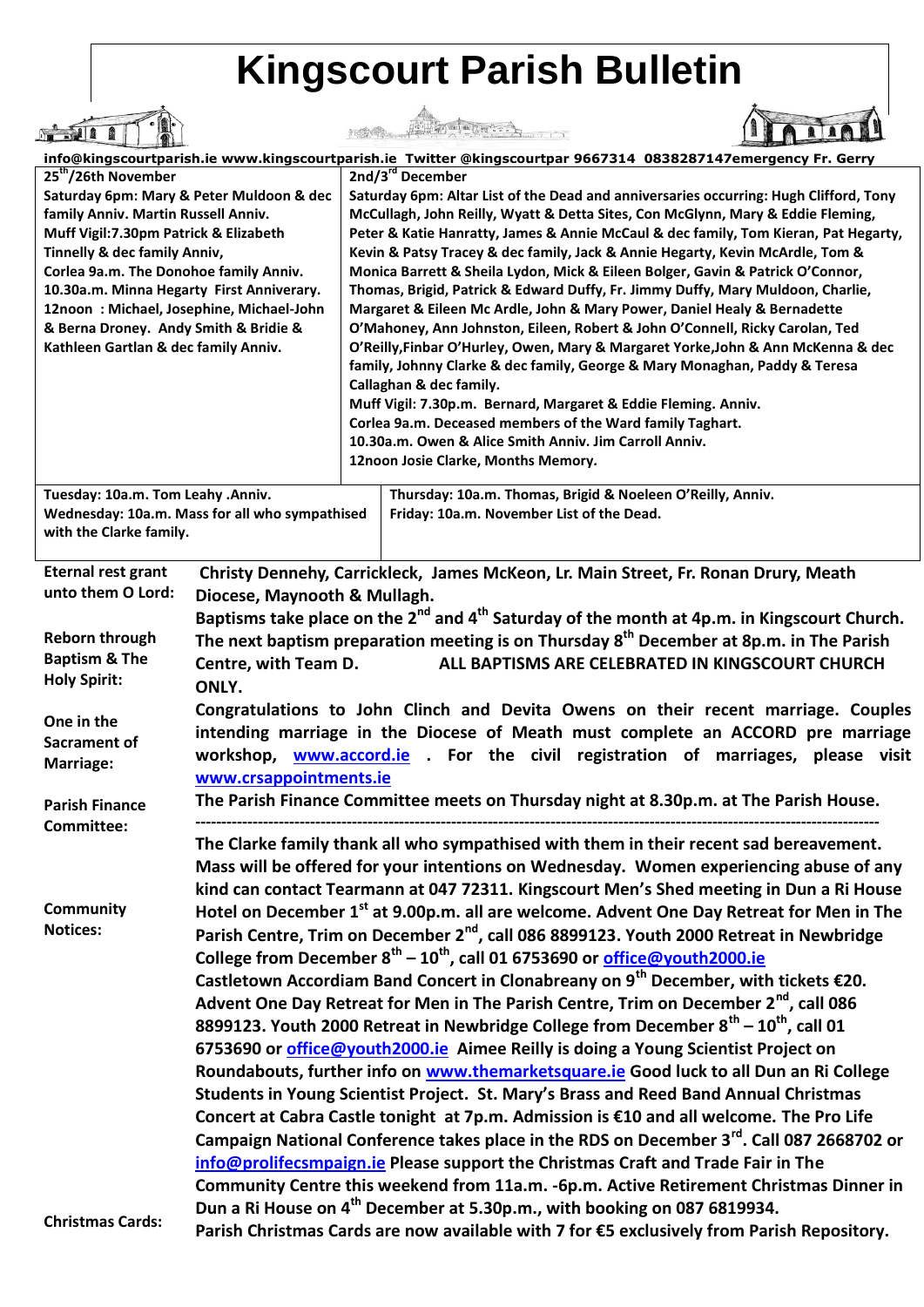# Kingscourt Parish Bulletin

**info@kingscourtparish.ie www.kingscourtparish.ie Twitter @kingscourtpar 9667314 0838287147emergency Fr. Gerry**

| 25th/26th November | 2nd/3rd December |
|---|---|
| **Saturday 6pm: Mary & Peter Muldoon & dec family Anniv. Martin Russell Anniv.**<br>**Muff Vigil:7.30pm Patrick & Elizabeth Tinnelly & dec family Anniv,**<br>**Corlea 9a.m. The Donohoe family Anniv.**<br>**10.30a.m. Minna Hegarty First Anniverary.**<br>**12noon : Michael, Josephine, Michael-John & Berna Droney. Andy Smith & Bridie & Kathleen Gartlan & dec family Anniv.** | **Saturday 6pm: Altar List of the Dead and anniversaries occurring: Hugh Clifford, Tony McCullagh, John Reilly, Wyatt & Detta Sites, Con McGlynn, Mary & Eddie Fleming, Peter & Katie Hanratty, James & Annie McCaul & dec family, Tom Kieran, Pat Hegarty, Kevin & Patsy Tracey & dec family, Jack & Annie Hegarty, Kevin McArdle, Tom & Monica Barrett & Sheila Lydon, Mick & Eileen Bolger, Gavin & Patrick O'Connor, Thomas, Brigid, Patrick & Edward Duffy, Fr. Jimmy Duffy, Mary Muldoon, Charlie, Margaret & Eileen Mc Ardle, John & Mary Power, Daniel Healy & Bernadette O'Mahoney, Ann Johnston, Eileen, Robert & John O'Connell, Ricky Carolan, Ted O'Reilly,Finbar O'Hurley, Owen, Mary & Margaret Yorke,John & Ann McKenna & dec family, Johnny Clarke & dec family, George & Mary Monaghan, Paddy & Teresa Callaghan & dec family.**<br>**Muff Vigil: 7.30p.m. Bernard, Margaret & Eddie Fleming. Anniv.**<br>**Corlea 9a.m. Deceased members of the Ward family Taghart.**<br>**10.30a.m. Owen & Alice Smith Anniv. Jim Carroll Anniv.**<br>**12noon Josie Clarke, Months Memory.** |
| **Tuesday: 10a.m. Tom Leahy .Anniv.**<br>**Wednesday: 10a.m. Mass for all who sympathised with the Clarke family.** | **Thursday: 10a.m. Thomas, Brigid & Noeleen O'Reilly, Anniv.**<br>**Friday: 10a.m. November List of the Dead.** |

**Eternal rest grant unto them O Lord:** **Christy Dennehy, Carrickleck, James McKeon, Lr. Main Street, Fr. Ronan Drury, Meath Diocese, Maynooth & Mullagh.**

**Reborn through Baptism & The Holy Spirit:** **Baptisms take place on the 2nd and 4th Saturday of the month at 4p.m. in Kingscourt Church. The next baptism preparation meeting is on Thursday 8th December at 8p.m. in The Parish Centre, with Team D. ALL BAPTISMS ARE CELEBRATED IN KINGSCOURT CHURCH ONLY.**

**One in the Sacrament of Marriage:** **Congratulations to John Clinch and Devita Owens on their recent marriage. Couples intending marriage in the Diocese of Meath must complete an ACCORD pre marriage workshop, www.accord.ie . For the civil registration of marriages, please visit www.crsappointments.ie**

**Parish Finance Committee:** **The Parish Finance Committee meets on Thursday night at 8.30p.m. at The Parish House.**

---

**Community Notices:** **The Clarke family thank all who sympathised with them in their recent sad bereavement. Mass will be offered for your intentions on Wednesday. Women experiencing abuse of any kind can contact Tearmann at 047 72311. Kingscourt Men's Shed meeting in Dun a Ri House Hotel on December 1st at 9.00p.m. all are welcome. Advent One Day Retreat for Men in The Parish Centre, Trim on December 2nd, call 086 8899123. Youth 2000 Retreat in Newbridge College from December 8th – 10th, call 01 6753690 or office@youth2000.ie Castletown Accordiam Band Concert in Clonabreany on 9th December, with tickets €20. Advent One Day Retreat for Men in The Parish Centre, Trim on December 2nd, call 086 8899123. Youth 2000 Retreat in Newbridge College from December 8th – 10th, call 01 6753690 or office@youth2000.ie Aimee Reilly is doing a Young Scientist Project on Roundabouts, further info on www.themarketsquare.ie Good luck to all Dun an Ri College Students in Young Scientist Project. St. Mary's Brass and Reed Band Annual Christmas Concert at Cabra Castle tonight at 7p.m. Admission is €10 and all welcome. The Pro Life Campaign National Conference takes place in the RDS on December 3rd. Call 087 2668702 or info@prolifecsmpaign.ie Please support the Christmas Craft and Trade Fair in The Community Centre this weekend from 11a.m. -6p.m. Active Retirement Christmas Dinner in Dun a Ri House on 4th December at 5.30p.m., with booking on 087 6819934.**

**Christmas Cards:** **Parish Christmas Cards are now available with 7 for €5 exclusively from Parish Repository.**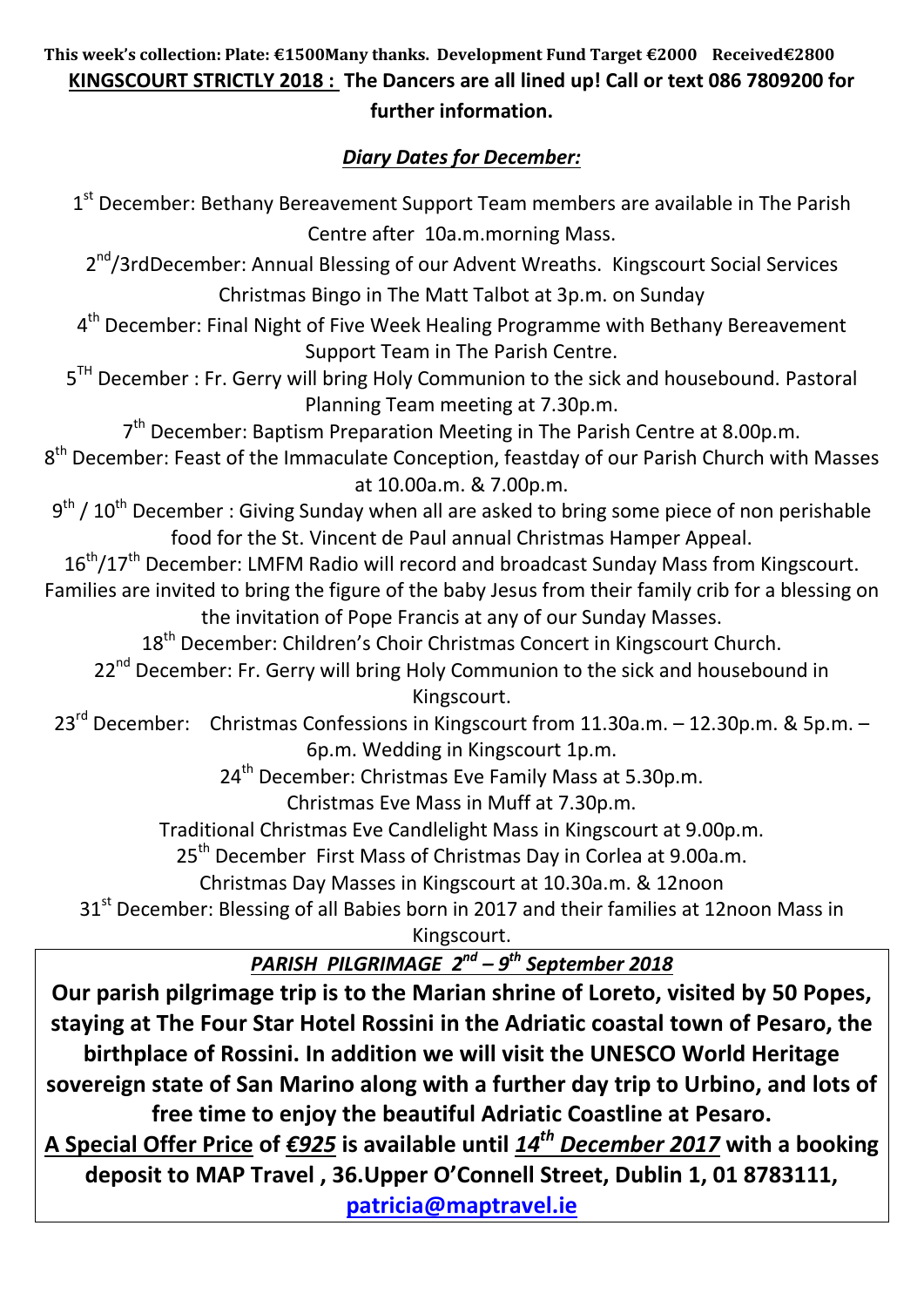**This week's collection: Plate: €1500Many thanks. Development Fund Target €2000 Received€2800**

**KINGSCOURT STRICTLY 2018 : The Dancers are all lined up! Call or text 086 7809200 for further information.**

## *Diary Dates for December:*

1st December: Bethany Bereavement Support Team members are available in The Parish Centre after 10a.m.morning Mass.

2nd/3rdDecember: Annual Blessing of our Advent Wreaths. Kingscourt Social Services Christmas Bingo in The Matt Talbot at 3p.m. on Sunday

4th December: Final Night of Five Week Healing Programme with Bethany Bereavement Support Team in The Parish Centre.

5TH December : Fr. Gerry will bring Holy Communion to the sick and housebound. Pastoral Planning Team meeting at 7.30p.m.

7th December: Baptism Preparation Meeting in The Parish Centre at 8.00p.m.

8th December: Feast of the Immaculate Conception, feastday of our Parish Church with Masses at 10.00a.m. & 7.00p.m.

9th / 10th December : Giving Sunday when all are asked to bring some piece of non perishable food for the St. Vincent de Paul annual Christmas Hamper Appeal.

16th/17th December: LMFM Radio will record and broadcast Sunday Mass from Kingscourt. Families are invited to bring the figure of the baby Jesus from their family crib for a blessing on the invitation of Pope Francis at any of our Sunday Masses.

18th December: Children's Choir Christmas Concert in Kingscourt Church.

22nd December: Fr. Gerry will bring Holy Communion to the sick and housebound in Kingscourt.

23rd December: Christmas Confessions in Kingscourt from 11.30a.m. – 12.30p.m. & 5p.m. – 6p.m. Wedding in Kingscourt 1p.m.

24th December: Christmas Eve Family Mass at 5.30p.m.

Christmas Eve Mass in Muff at 7.30p.m.

Traditional Christmas Eve Candlelight Mass in Kingscourt at 9.00p.m.

25th December First Mass of Christmas Day in Corlea at 9.00a.m.

Christmas Day Masses in Kingscourt at 10.30a.m. & 12noon

31st December: Blessing of all Babies born in 2017 and their families at 12noon Mass in Kingscourt.

## *PARISH PILGRIMAGE 2nd – 9th September 2018*

**Our parish pilgrimage trip is to the Marian shrine of Loreto, visited by 50 Popes, staying at The Four Star Hotel Rossini in the Adriatic coastal town of Pesaro, the birthplace of Rossini. In addition we will visit the UNESCO World Heritage sovereign state of San Marino along with a further day trip to Urbino, and lots of free time to enjoy the beautiful Adriatic Coastline at Pesaro.**

**A Special Offer Price of *€925* is available until *14th December 2017* with a booking deposit to MAP Travel , 36.Upper O'Connell Street, Dublin 1, 01 8783111, patricia@maptravel.ie**